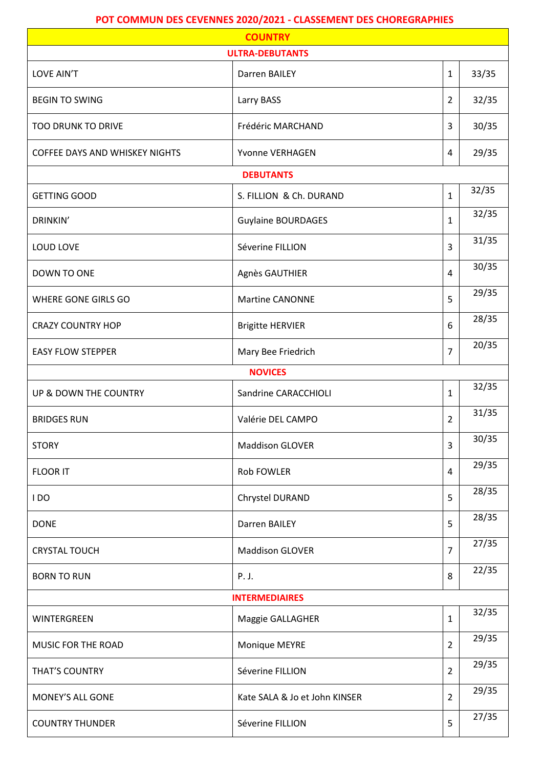# POT COMMUN DES CEVENNES 2020/2021 - CLASSEMENT DES CHOREGRAPHIES

| COUNTRY | | | |
|---|---|---|---|
| **ULTRA-DEBUTANTS** | | | |
| LOVE AIN'T | Darren BAILEY | 1 | 33/35 |
| BEGIN TO SWING | Larry BASS | 2 | 32/35 |
| TOO DRUNK TO DRIVE | Frédéric MARCHAND | 3 | 30/35 |
| COFFEE DAYS AND WHISKEY NIGHTS | Yvonne VERHAGEN | 4 | 29/35 |
| **DEBUTANTS** | | | |
| GETTING GOOD | S. FILLION & Ch. DURAND | 1 | 32/35 |
| DRINKIN' | Guylaine BOURDAGES | 1 | 32/35 |
| LOUD LOVE | Séverine FILLION | 3 | 31/35 |
| DOWN TO ONE | Agnès GAUTHIER | 4 | 30/35 |
| WHERE GONE GIRLS GO | Martine CANONNE | 5 | 29/35 |
| CRAZY COUNTRY HOP | Brigitte HERVIER | 6 | 28/35 |
| EASY FLOW STEPPER | Mary Bee Friedrich | 7 | 20/35 |
| **NOVICES** | | | |
| UP & DOWN THE COUNTRY | Sandrine CARACCHIOLI | 1 | 32/35 |
| BRIDGES RUN | Valérie DEL CAMPO | 2 | 31/35 |
| STORY | Maddison GLOVER | 3 | 30/35 |
| FLOOR IT | Rob FOWLER | 4 | 29/35 |
| I DO | Chrystel DURAND | 5 | 28/35 |
| DONE | Darren BAILEY | 5 | 28/35 |
| CRYSTAL TOUCH | Maddison GLOVER | 7 | 27/35 |
| BORN TO RUN | P. J. | 8 | 22/35 |
| **INTERMEDIAIRES** | | | |
| WINTERGREEN | Maggie GALLAGHER | 1 | 32/35 |
| MUSIC FOR THE ROAD | Monique MEYRE | 2 | 29/35 |
| THAT'S COUNTRY | Séverine FILLION | 2 | 29/35 |
| MONEY'S ALL GONE | Kate SALA & Jo et John KINSER | 2 | 29/35 |
| COUNTRY THUNDER | Séverine FILLION | 5 | 27/35 |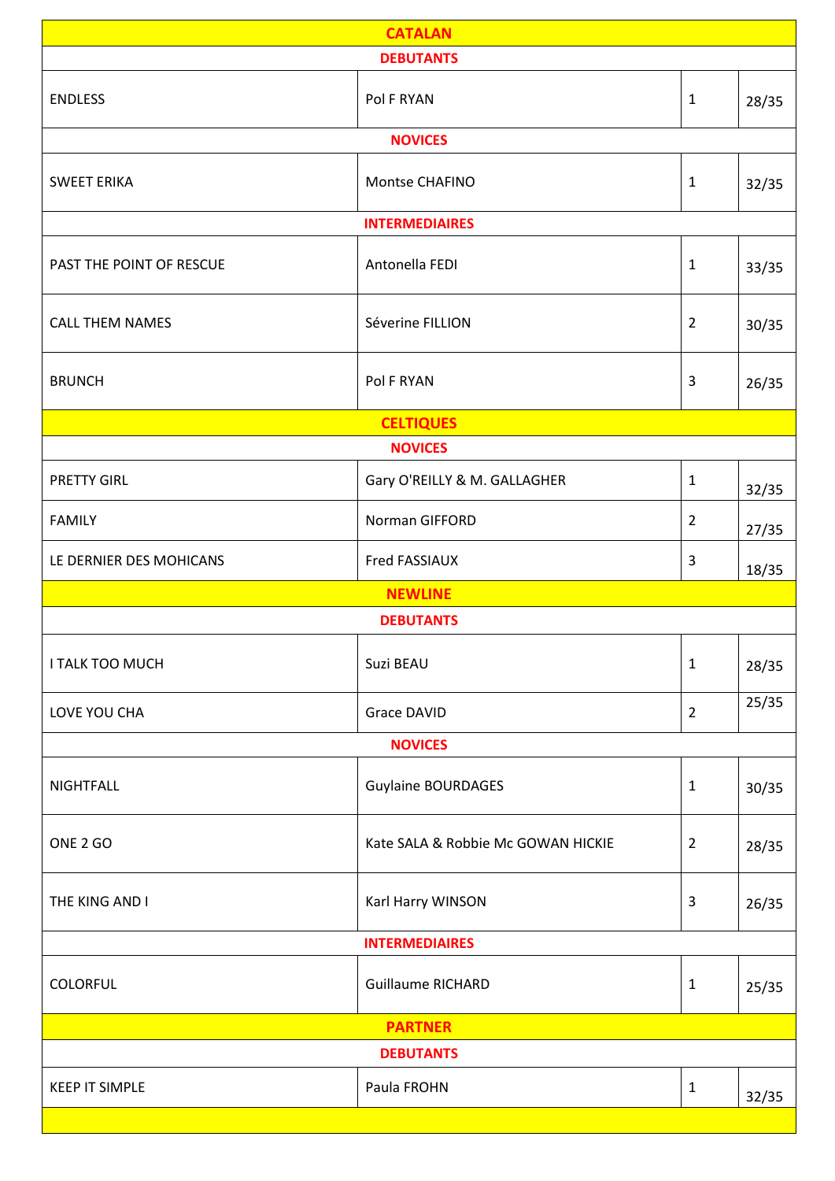| CATALAN | | | |
|---|---|---|---|
| **DEBUTANTS** | | | |
| ENDLESS | Pol F RYAN | 1 | 28/35 |
| **NOVICES** | | | |
| SWEET ERIKA | Montse CHAFINO | 1 | 32/35 |
| **INTERMEDIAIRES** | | | |
| PAST THE POINT OF RESCUE | Antonella FEDI | 1 | 33/35 |
| CALL THEM NAMES | Séverine FILLION | 2 | 30/35 |
| BRUNCH | Pol F RYAN | 3 | 26/35 |
| **CELTIQUES** | | | |
| **NOVICES** | | | |
| PRETTY GIRL | Gary O'REILLY & M. GALLAGHER | 1 | 32/35 |
| FAMILY | Norman GIFFORD | 2 | 27/35 |
| LE DERNIER DES MOHICANS | Fred FASSIAUX | 3 | 18/35 |
| **NEWLINE** | | | |
| **DEBUTANTS** | | | |
| I TALK TOO MUCH | Suzi BEAU | 1 | 28/35 |
| LOVE YOU CHA | Grace DAVID | 2 | 25/35 |
| **NOVICES** | | | |
| NIGHTFALL | Guylaine BOURDAGES | 1 | 30/35 |
| ONE 2 GO | Kate SALA & Robbie Mc GOWAN HICKIE | 2 | 28/35 |
| THE KING AND I | Karl Harry WINSON | 3 | 26/35 |
| **INTERMEDIAIRES** | | | |
| COLORFUL | Guillaume RICHARD | 1 | 25/35 |
| **PARTNER** | | | |
| **DEBUTANTS** | | | |
| KEEP IT SIMPLE | Paula FROHN | 1 | 32/35 |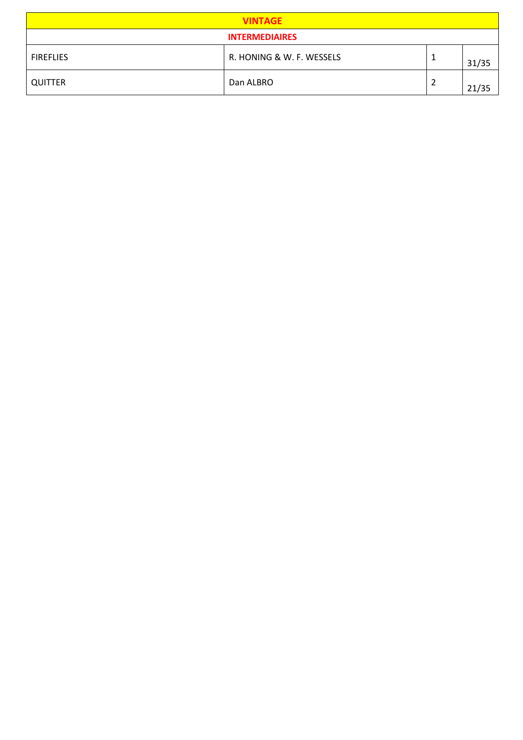| | | | |
|---|---|---|---|
| **VINTAGE** | | | |
| **INTERMEDIAIRES** | | | |
| FIREFLIES | R. HONING & W. F. WESSELS | 1 | 31/35 |
| QUITTER | Dan ALBRO | 2 | 21/35 |